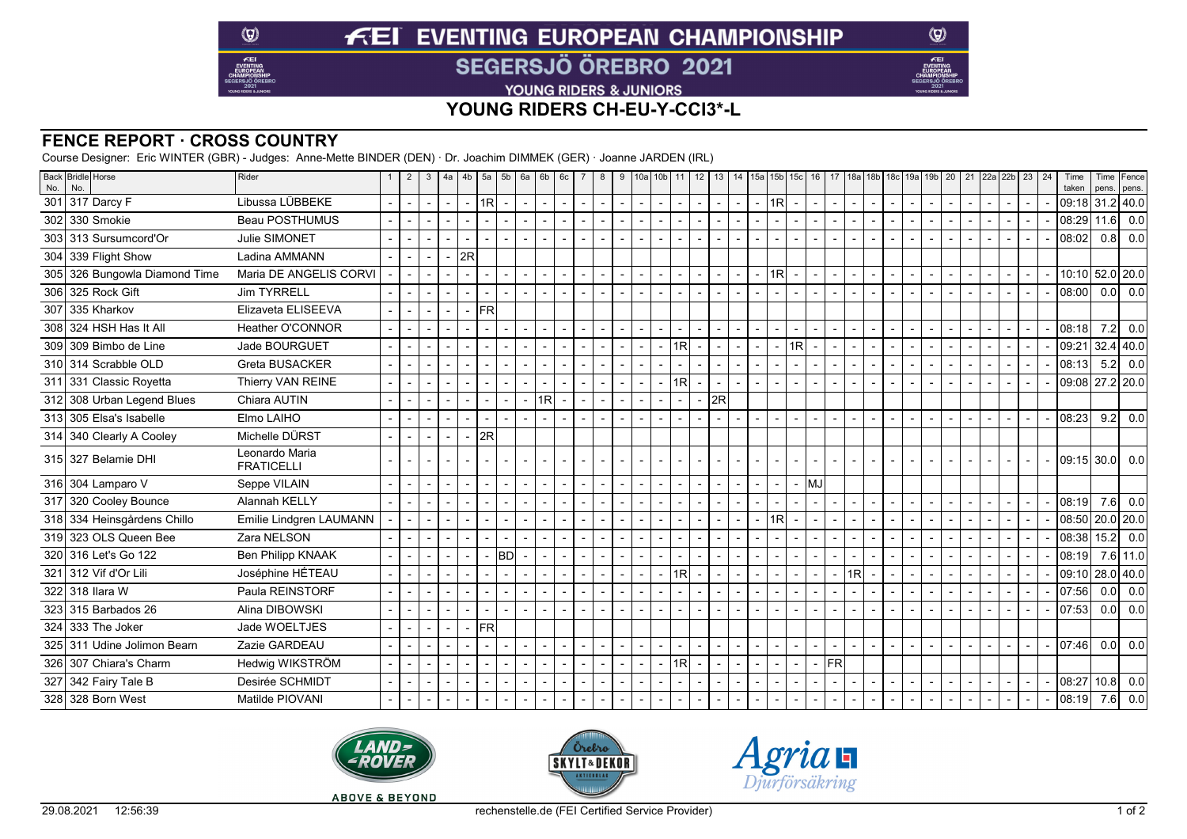# FEI EVENTING EUROPEAN CHAMPIONSHIP

## SEGERSJÖ ÖREBRO 2021

YOUNG RIDERS & JUNIORS

## YOUNG RIDERS CH-EU-Y-CCI3*-L

## FENCE REPORT · CROSS COUNTRY

Course Designer: Eric WINTER (GBR) - Judges: Anne-Mette BINDER (DEN) · Dr. Joachim DIMMEK (GER) · Joanne JARDEN (IRL)

| Back No. | Bridle No. | Horse | Rider | 1 | 2 | 3 | 4a | 4b | 5a | 5b | 6a | 6b | 6c | 7 | 8 | 9 | 10a | 10b | 11 | 12 | 13 | 14 | 15a | 15b | 15c | 16 | 17 | 18a | 18b | 18c | 19a | 19b | 20 | 21 | 22a | 22b | 23 | 24 | Time taken | Time pens. | Fence pens. |
|---|---|---|---|---|---|---|---|---|---|---|---|---|---|---|---|---|---|---|---|---|---|---|---|---|---|---|---|---|---|---|---|---|---|---|---|---|---|---|---|---|---|
| 301 | 317 | Darcy F | Libussa LÜBBEKE | - | - | - | - | - | 1R | - | - | - | - | - | - | - | - | - | - | - | - | - | - | 1R | - | - | - | - | - | - | - | - | - | - | - | - | - | - | 09:18 | 31.2 | 40.0 |
| 302 | 330 | Smokie | Beau POSTHUMUS | - | - | - | - | - | - | - | - | - | - | - | - | - | - | - | - | - | - | - | - | - | - | - | - | - | - | - | - | - | - | - | - | - | - | - | 08:29 | 11.6 | 0.0 |
| 303 | 313 | Sursumcord'Or | Julie SIMONET | - | - | - | - | - | - | - | - | - | - | - | - | - | - | - | - | - | - | - | - | - | - | - | - | - | - | - | - | - | - | - | - | - | - | - | 08:02 | 0.8 | 0.0 |
| 304 | 339 | Flight Show | Ladina AMMANN | - | - | - | - | 2R | | | | | | | | | | | | | | | | | | | | | | | | | | | | | | | | | |
| 305 | 326 | Bungowla Diamond Time | Maria DE ANGELIS CORVI | - | - | - | - | - | - | - | - | - | - | - | - | - | - | - | - | - | - | - | - | 1R | - | - | - | - | - | - | - | - | - | - | - | - | - | - | 10:10 | 52.0 | 20.0 |
| 306 | 325 | Rock Gift | Jim TYRRELL | - | - | - | - | - | - | - | - | - | - | - | - | - | - | - | - | - | - | - | - | - | - | - | - | - | - | - | - | - | - | - | - | - | - | - | 08:00 | 0.0 | 0.0 |
| 307 | 335 | Kharkov | Elizaveta ELISEEVA | - | - | - | - | - | FR | | | | | | | | | | | | | | | | | | | | | | | | | | | | | | | | |
| 308 | 324 | HSH Has It All | Heather O'CONNOR | - | - | - | - | - | - | - | - | - | - | - | - | - | - | - | - | - | - | - | - | - | - | - | - | - | - | - | - | - | - | - | - | - | - | - | 08:18 | 7.2 | 0.0 |
| 309 | 309 | Bimbo de Line | Jade BOURGUET | - | - | - | - | - | - | - | - | - | - | - | - | - | - | - | 1R | - | - | - | - | - | 1R | - | - | - | - | - | - | - | - | - | - | - | - | - | 09:21 | 32.4 | 40.0 |
| 310 | 314 | Scrabble OLD | Greta BUSACKER | - | - | - | - | - | - | - | - | - | - | - | - | - | - | - | - | - | - | - | - | - | - | - | - | - | - | - | - | - | - | - | - | - | - | - | 08:13 | 5.2 | 0.0 |
| 311 | 331 | Classic Royetta | Thierry VAN REINE | - | - | - | - | - | - | - | - | - | - | - | - | - | - | - | 1R | - | - | - | - | - | - | - | - | - | - | - | - | - | - | - | - | - | - | - | 09:08 | 27.2 | 20.0 |
| 312 | 308 | Urban Legend Blues | Chiara AUTIN | - | - | - | - | - | - | - | - | 1R | - | - | - | - | - | - | - | - | 2R | | | | | | | | | | | | | | | | | | | | |
| 313 | 305 | Elsa's Isabelle | Elmo LAIHO | - | - | - | - | - | - | - | - | - | - | - | - | - | - | - | - | - | - | - | - | - | - | - | - | - | - | - | - | - | - | - | - | - | - | - | 08:23 | 9.2 | 0.0 |
| 314 | 340 | Clearly A Cooley | Michelle DÜRST | - | - | - | - | - | 2R | | | | | | | | | | | | | | | | | | | | | | | | | | | | | | | | |
| 315 | 327 | Belamie DHI | Leonardo Maria FRATICELLI | - | - | - | - | - | - | - | - | - | - | - | - | - | - | - | - | - | - | - | - | - | - | - | - | - | - | - | - | - | - | - | - | - | - | - | 09:15 | 30.0 | 0.0 |
| 316 | 304 | Lamparo V | Seppe VILAIN | - | - | - | - | - | - | - | - | - | - | - | - | - | - | - | - | - | - | - | - | - | - | MJ | | | | | | | | | | | | | | | |
| 317 | 320 | Cooley Bounce | Alannah KELLY | - | - | - | - | - | - | - | - | - | - | - | - | - | - | - | - | - | - | - | - | - | - | - | - | - | - | - | - | - | - | - | - | - | - | - | 08:19 | 7.6 | 0.0 |
| 318 | 334 | Heinsgårdens Chillo | Emilie Lindgren LAUMANN | - | - | - | - | - | - | - | - | - | - | - | - | - | - | - | - | - | - | - | - | 1R | - | - | - | - | - | - | - | - | - | - | - | - | - | - | 08:50 | 20.0 | 20.0 |
| 319 | 323 | OLS Queen Bee | Zara NELSON | - | - | - | - | - | - | - | - | - | - | - | - | - | - | - | - | - | - | - | - | - | - | - | - | - | - | - | - | - | - | - | - | - | - | - | 08:38 | 15.2 | 0.0 |
| 320 | 316 | Let's Go 122 | Ben Philipp KNAAK | - | - | - | - | - | - | BD | - | - | - | - | - | - | - | - | - | - | - | - | - | - | - | - | - | - | - | - | - | - | - | - | - | - | - | - | 08:19 | 7.6 | 11.0 |
| 321 | 312 | Vif d'Or Lili | Joséphine HÉTEAU | - | - | - | - | - | - | - | - | - | - | - | - | - | - | - | 1R | - | - | - | - | - | - | - | - | 1R | - | - | - | - | - | - | - | - | - | - | 09:10 | 28.0 | 40.0 |
| 322 | 318 | Ilara W | Paula REINSTORF | - | - | - | - | - | - | - | - | - | - | - | - | - | - | - | - | - | - | - | - | - | - | - | - | - | - | - | - | - | - | - | - | - | - | - | 07:56 | 0.0 | 0.0 |
| 323 | 315 | Barbados 26 | Alina DIBOWSKI | - | - | - | - | - | - | - | - | - | - | - | - | - | - | - | - | - | - | - | - | - | - | - | - | - | - | - | - | - | - | - | - | - | - | - | 07:53 | 0.0 | 0.0 |
| 324 | 333 | The Joker | Jade WOELTJES | - | - | - | - | - | FR | | | | | | | | | | | | | | | | | | | | | | | | | | | | | | | | |
| 325 | 311 | Udine Jolimon Bearn | Zazie GARDEAU | - | - | - | - | - | - | - | - | - | - | - | - | - | - | - | - | - | - | - | - | - | - | - | - | - | - | - | - | - | - | - | - | - | - | - | 07:46 | 0.0 | 0.0 |
| 326 | 307 | Chiara's Charm | Hedwig WIKSTRÖM | - | - | - | - | - | - | - | - | - | - | - | - | - | - | - | 1R | - | - | - | - | - | - | - | FR | | | | | | | | | | | | | | |
| 327 | 342 | Fairy Tale B | Desirée SCHMIDT | - | - | - | - | - | - | - | - | - | - | - | - | - | - | - | - | - | - | - | - | - | - | - | - | - | - | - | - | - | - | - | - | - | - | - | 08:27 | 10.8 | 0.0 |
| 328 | 328 | Born West | Matilde PIOVANI | - | - | - | - | - | - | - | - | - | - | - | - | - | - | - | - | - | - | - | - | - | - | - | - | - | - | - | - | - | - | - | - | - | - | - | 08:19 | 7.6 | 0.0 |

29.08.2021 12:56:39 rechenstelle.de (FEI Certified Service Provider)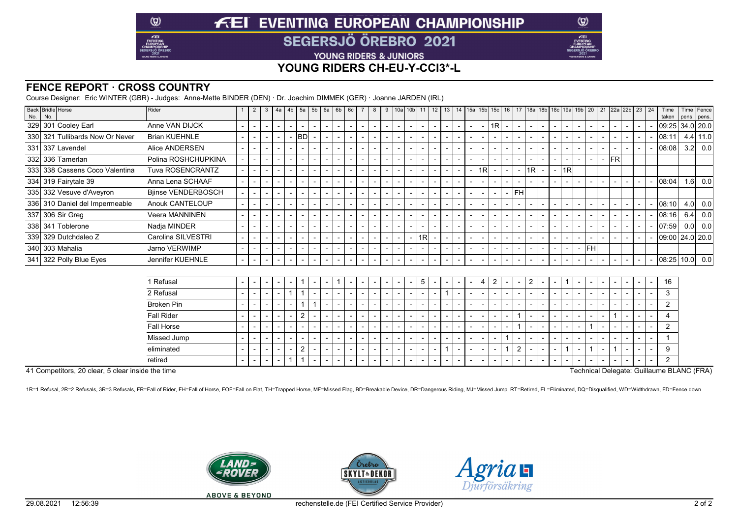# FEI EVENTING EUROPEAN CHAMPIONSHIP

## SEGERSJÖ ÖREBRO 2021

YOUNG RIDERS & JUNIORS

## YOUNG RIDERS CH-EU-Y-CCI3*-L

## FENCE REPORT · CROSS COUNTRY

Course Designer: Eric WINTER (GBR) - Judges: Anne-Mette BINDER (DEN) · Dr. Joachim DIMMEK (GER) · Joanne JARDEN (IRL)

| Back No. | Bridle No. | Horse | Rider | 1 | 2 | 3 | 4a | 4b | 5a | 5b | 6a | 6b | 6c | 7 | 8 | 9 | 10a | 10b | 11 | 12 | 13 | 14 | 15a | 15b | 15c | 16 | 17 | 18a | 18b | 18c | 19a | 19b | 20 | 21 | 22a | 22b | 23 | 24 | Time taken | Time pens. | Fence pens. |
|---|---|---|---|---|---|---|---|---|---|---|---|---|---|---|---|---|---|---|---|---|---|---|---|---|---|---|---|---|---|---|---|---|---|---|---|---|---|---|---|---|---|
| 329 | 301 | Cooley Earl | Anne VAN DIJCK | - | - | - | - | - | - | - | - | - | - | - | - | - | - | - | - | - | - | - | - | - | 1R | - | - | - | - | - | - | - | - | - | - | - | - | - | 09:25 | 34.0 | 20.0 |
| 330 | 321 | Tullibards Now Or Never | Brian KUEHNLE | - | - | - | - | - | BD | - | - | - | - | - | - | - | - | - | - | - | - | - | - | - | - | - | - | - | - | - | - | - | - | - | - | - | - | - | 08:11 | 4.4 | 11.0 |
| 331 | 337 | Lavendel | Alice ANDERSEN | - | - | - | - | - | - | - | - | - | - | - | - | - | - | - | - | - | - | - | - | - | - | - | - | - | - | - | - | - | - | - | - | - | - | - | 08:08 | 3.2 | 0.0 |
| 332 | 336 | Tamerlan | Polina ROSHCHUPKINA | - | - | - | - | - | - | - | - | - | - | - | - | - | - | - | - | - | - | - | - | - | - | - | - | - | - | - | - | - | - | - | FR | | | | | | |
| 333 | 338 | Cassens Coco Valentina | Tuva ROSENCRANTZ | - | - | - | - | - | - | - | - | - | - | - | - | - | - | - | - | - | - | - | - | 1R | - | - | - | 1R | - | - | 1R | | | | | | | | | | |
| 334 | 319 | Fairytale 39 | Anna Lena SCHAAF | - | - | - | - | - | - | - | - | - | - | - | - | - | - | - | - | - | - | - | - | - | - | - | - | - | - | - | - | - | - | - | - | - | - | - | 08:04 | 1.6 | 0.0 |
| 335 | 332 | Vesuve d'Aveyron | Bjinse VENDERBOSCH | - | - | - | - | - | - | - | - | - | - | - | - | - | - | - | - | - | - | - | - | - | - | - | FH | | | | | | | | | | | | | | |
| 336 | 310 | Daniel del Impermeable | Anouk CANTELOUP | - | - | - | - | - | - | - | - | - | - | - | - | - | - | - | - | - | - | - | - | - | - | - | - | - | - | - | - | - | - | - | - | - | - | - | 08:10 | 4.0 | 0.0 |
| 337 | 306 | Sir Greg | Veera MANNINEN | - | - | - | - | - | - | - | - | - | - | - | - | - | - | - | - | - | - | - | - | - | - | - | - | - | - | - | - | - | - | - | - | - | - | - | 08:16 | 6.4 | 0.0 |
| 338 | 341 | Toblerone | Nadja MINDER | - | - | - | - | - | - | - | - | - | - | - | - | - | - | - | - | - | - | - | - | - | - | - | - | - | - | - | - | - | - | - | - | - | - | - | 07:59 | 0.0 | 0.0 |
| 339 | 329 | Dutchdaleo Z | Carolina SILVESTRI | - | - | - | - | - | - | - | - | - | - | - | - | - | - | - | 1R | - | - | - | - | - | - | - | - | - | - | - | - | - | - | - | - | - | - | - | 09:00 | 24.0 | 20.0 |
| 340 | 303 | Mahalia | Jarno VERWIMP | - | - | - | - | - | - | - | - | - | - | - | - | - | - | - | - | - | - | - | - | - | - | - | - | - | - | - | - | - | FH | | | | | | | | |
| 341 | 322 | Polly Blue Eyes | Jennifer KUEHNLE | - | - | - | - | - | - | - | - | - | - | - | - | - | - | - | - | - | - | - | - | - | - | - | - | - | - | - | - | - | - | - | - | - | - | - | 08:25 | 10.0 | 0.0 |

| | 1 | 2 | 3 | 4a | 4b | 5a | 5b | 6a | 6b | 6c | 7 | 8 | 9 | 10a | 10b | 11 | 12 | 13 | 14 | 15a | 15b | 15c | 16 | 17 | 18a | 18b | 18c | 19a | 19b | 20 | 21 | 22a | 22b | 23 | 24 | Total |
|---|---|---|---|---|---|---|---|---|---|---|---|---|---|---|---|---|---|---|---|---|---|---|---|---|---|---|---|---|---|---|---|---|---|---|---|---|
| 1 Refusal | - | - | - | - | - | 1 | - | - | 1 | - | - | - | - | - | - | 5 | - | - | - | - | 4 | 2 | - | - | 2 | - | - | 1 | - | - | - | - | - | - | - | 16 |
| 2 Refusal | - | - | - | - | 1 | 1 | - | - | - | - | - | - | - | - | - | - | - | 1 | - | - | - | - | - | - | - | - | - | - | - | - | - | - | - | - | - | 3 |
| Broken Pin | - | - | - | - | - | 1 | 1 | - | - | - | - | - | - | - | - | - | - | - | - | - | - | - | - | - | - | - | - | - | - | - | - | - | - | - | - | 2 |
| Fall Rider | - | - | - | - | - | 2 | - | - | - | - | - | - | - | - | - | - | - | - | - | - | - | - | - | 1 | - | - | - | - | - | - | - | 1 | - | - | - | 4 |
| Fall Horse | - | - | - | - | - | - | - | - | - | - | - | - | - | - | - | - | - | - | - | - | - | - | - | 1 | - | - | - | - | - | 1 | - | - | - | - | - | 2 |
| Missed Jump | - | - | - | - | - | - | - | - | - | - | - | - | - | - | - | - | - | - | - | - | - | - | 1 | - | - | - | - | - | - | - | - | - | - | - | - | 1 |
| eliminated | - | - | - | - | - | 2 | - | - | - | - | - | - | - | - | - | - | - | 1 | - | - | - | - | 1 | 2 | - | - | - | 1 | - | 1 | - | 1 | - | - | - | 9 |
| retired | - | - | - | - | 1 | 1 | - | - | - | - | - | - | - | - | - | - | - | - | - | - | - | - | - | - | - | - | - | - | - | - | - | - | - | - | - | 2 |

41 Competitors, 20 clear, 5 clear inside the time

Technical Delegate: Guillaume BLANC (FRA)

1R=1 Refusal, 2R=2 Refusals, 3R=3 Refusals, FR=Fall of Rider, FH=Fall of Horse, FOF=Fall on Flat, TH=Trapped Horse, MF=Missed Flag, BD=Breakable Device, DR=Dangerous Riding, MJ=Missed Jump, RT=Retired, EL=Eliminated, DQ=Disqualified, WD=Widthdrawn, FD=Fence down

29.08.2021 12:56:39 rechenstelle.de (FEI Certified Service Provider)